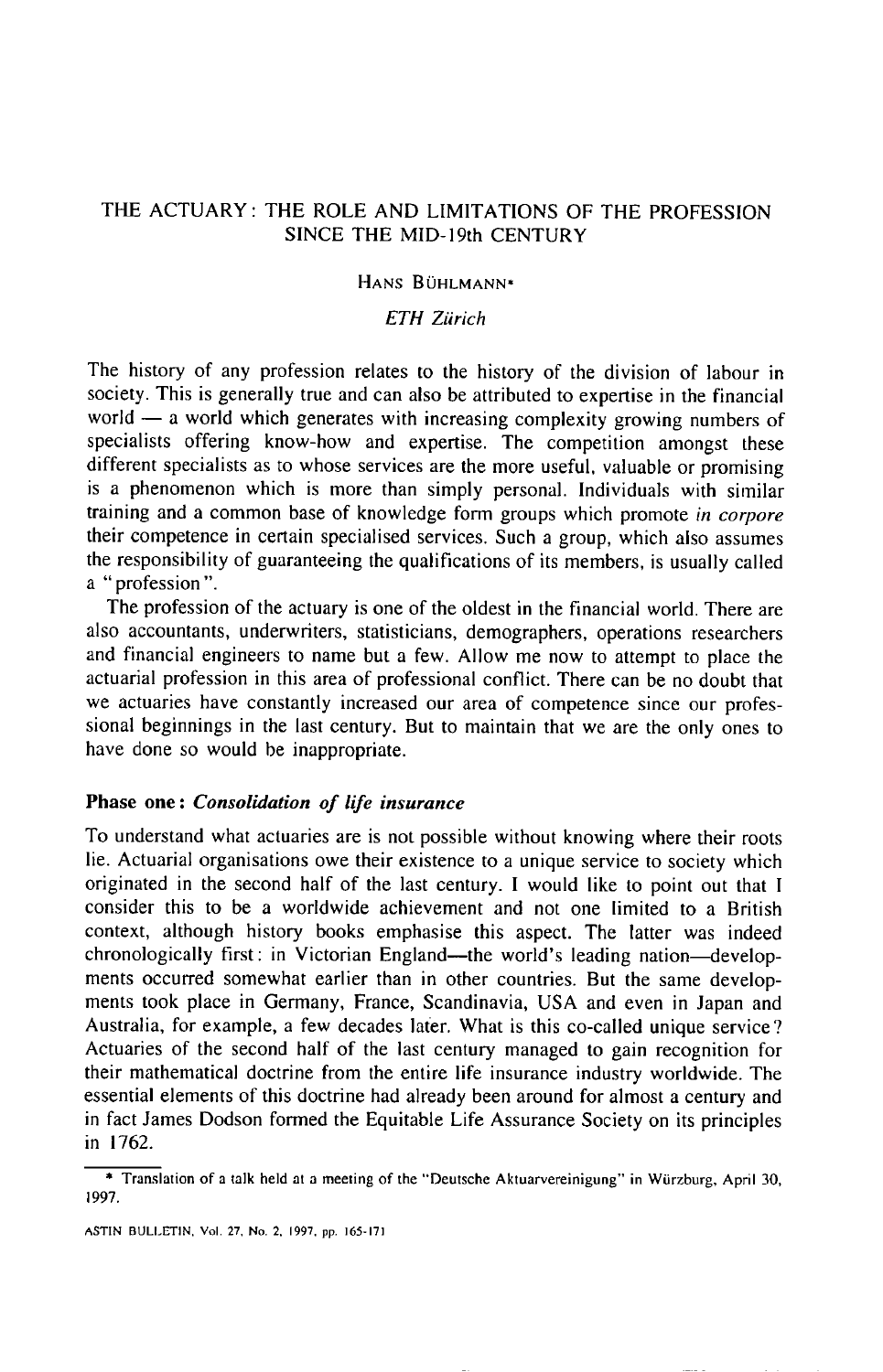# THE ACTUARY: THE ROLE AND LIMITATIONS OF THE PROFESSION SINCE THE MID-19th CENTURY

HANS BÜHLMANN*

*ETH Zürich*

The history of any profession relates to the history of the division of labour in society. This is generally true and can also be attributed to expertise in the financial world — a world which generates with increasing complexity growing numbers of specialists offering know-how and expertise. The competition amongst these different specialists as to whose services are the more useful, valuable or promising is a phenomenon which is more than simply personal. Individuals with similar training and a common base of knowledge form groups which promote *in corpore* their competence in certain specialised services. Such a group, which also assumes the responsibility of guaranteeing the qualifications of its members, is usually called a "profession".

The profession of the actuary is one of the oldest in the financial world. There are also accountants, underwriters, statisticians, demographers, operations researchers and financial engineers to name but a few. Allow me now to attempt to place the actuarial profession in this area of professional conflict. There can be no doubt that we actuaries have constantly increased our area of competence since our professional beginnings in the last century. But to maintain that we are the only ones to have done so would be inappropriate.

## Phase one: *Consolidation of life insurance*

To understand what actuaries are is not possible without knowing where their roots lie. Actuarial organisations owe their existence to a unique service to society which originated in the second half of the last century. I would like to point out that I consider this to be a worldwide achievement and not one limited to a British context, although history books emphasise this aspect. The latter was indeed chronologically first: in Victorian England—the world's leading nation—developments occurred somewhat earlier than in other countries. But the same developments took place in Germany, France, Scandinavia, USA and even in Japan and Australia, for example, a few decades later. What is this co-called unique service? Actuaries of the second half of the last century managed to gain recognition for their mathematical doctrine from the entire life insurance industry worldwide. The essential elements of this doctrine had already been around for almost a century and in fact James Dodson formed the Equitable Life Assurance Society on its principles in 1762.

* Translation of a talk held at a meeting of the "Deutsche Aktuarvereinigung" in Würzburg, April 30, 1997.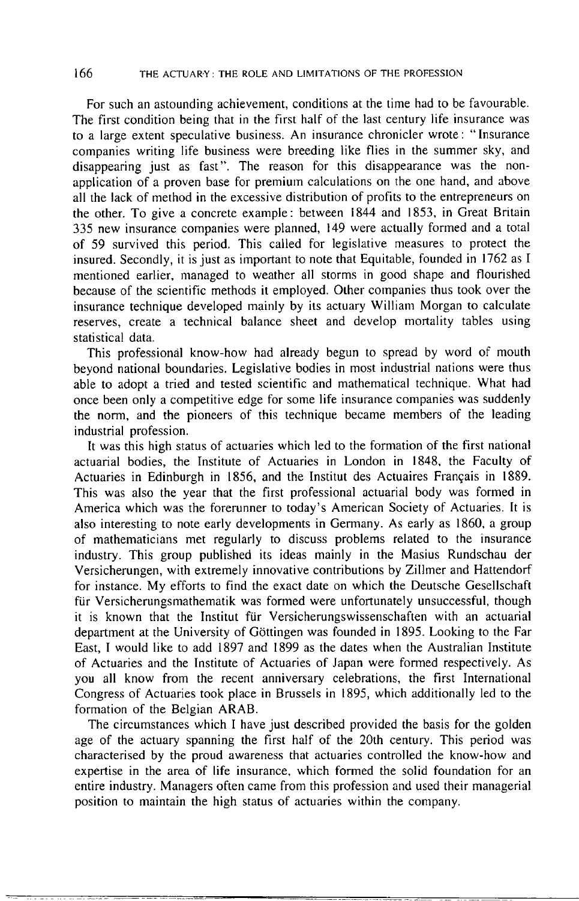For such an astounding achievement, conditions at the time had to be favourable. The first condition being that in the first half of the last century life insurance was to a large extent speculative business. An insurance chronicler wrote: "Insurance companies writing life business were breeding like flies in the summer sky, and disappearing just as fast". The reason for this disappearance was the non-application of a proven base for premium calculations on the one hand, and above all the lack of method in the excessive distribution of profits to the entrepreneurs on the other. To give a concrete example: between 1844 and 1853, in Great Britain 335 new insurance companies were planned, 149 were actually formed and a total of 59 survived this period. This called for legislative measures to protect the insured. Secondly, it is just as important to note that Equitable, founded in 1762 as I mentioned earlier, managed to weather all storms in good shape and flourished because of the scientific methods it employed. Other companies thus took over the insurance technique developed mainly by its actuary William Morgan to calculate reserves, create a technical balance sheet and develop mortality tables using statistical data.

This professional know-how had already begun to spread by word of mouth beyond national boundaries. Legislative bodies in most industrial nations were thus able to adopt a tried and tested scientific and mathematical technique. What had once been only a competitive edge for some life insurance companies was suddenly the norm, and the pioneers of this technique became members of the leading industrial profession.

It was this high status of actuaries which led to the formation of the first national actuarial bodies, the Institute of Actuaries in London in 1848, the Faculty of Actuaries in Edinburgh in 1856, and the Institut des Actuaires Français in 1889. This was also the year that the first professional actuarial body was formed in America which was the forerunner to today's American Society of Actuaries. It is also interesting to note early developments in Germany. As early as 1860, a group of mathematicians met regularly to discuss problems related to the insurance industry. This group published its ideas mainly in the Masius Rundschau der Versicherungen, with extremely innovative contributions by Zillmer and Hattendorf for instance. My efforts to find the exact date on which the Deutsche Gesellschaft für Versicherungsmathematik was formed were unfortunately unsuccessful, though it is known that the Institut für Versicherungswissenschaften with an actuarial department at the University of Göttingen was founded in 1895. Looking to the Far East, I would like to add 1897 and 1899 as the dates when the Australian Institute of Actuaries and the Institute of Actuaries of Japan were formed respectively. As you all know from the recent anniversary celebrations, the first International Congress of Actuaries took place in Brussels in 1895, which additionally led to the formation of the Belgian ARAB.

The circumstances which I have just described provided the basis for the golden age of the actuary spanning the first half of the 20th century. This period was characterised by the proud awareness that actuaries controlled the know-how and expertise in the area of life insurance, which formed the solid foundation for an entire industry. Managers often came from this profession and used their managerial position to maintain the high status of actuaries within the company.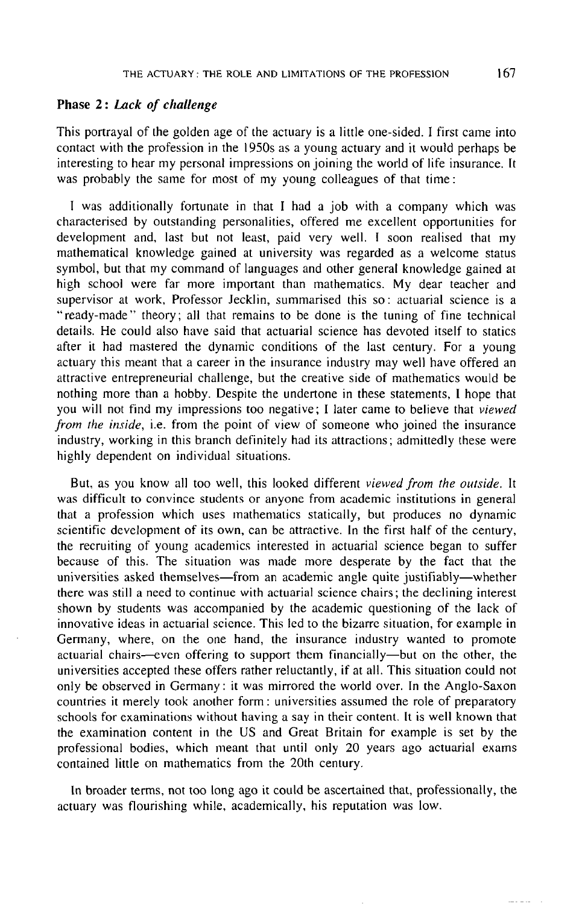### Phase 2: *Lack of challenge*

This portrayal of the golden age of the actuary is a little one-sided. I first came into contact with the profession in the 1950s as a young actuary and it would perhaps be interesting to hear my personal impressions on joining the world of life insurance. It was probably the same for most of my young colleagues of that time:

I was additionally fortunate in that I had a job with a company which was characterised by outstanding personalities, offered me excellent opportunities for development and, last but not least, paid very well. I soon realised that my mathematical knowledge gained at university was regarded as a welcome status symbol, but that my command of languages and other general knowledge gained at high school were far more important than mathematics. My dear teacher and supervisor at work, Professor Jecklin, summarised this so: actuarial science is a "ready-made" theory; all that remains to be done is the tuning of fine technical details. He could also have said that actuarial science has devoted itself to statics after it had mastered the dynamic conditions of the last century. For a young actuary this meant that a career in the insurance industry may well have offered an attractive entrepreneurial challenge, but the creative side of mathematics would be nothing more than a hobby. Despite the undertone in these statements, I hope that you will not find my impressions too negative; I later came to believe that *viewed from the inside*, i.e. from the point of view of someone who joined the insurance industry, working in this branch definitely had its attractions; admittedly these were highly dependent on individual situations.

But, as you know all too well, this looked different *viewed from the outside*. It was difficult to convince students or anyone from academic institutions in general that a profession which uses mathematics statically, but produces no dynamic scientific development of its own, can be attractive. In the first half of the century, the recruiting of young academics interested in actuarial science began to suffer because of this. The situation was made more desperate by the fact that the universities asked themselves—from an academic angle quite justifiably—whether there was still a need to continue with actuarial science chairs; the declining interest shown by students was accompanied by the academic questioning of the lack of innovative ideas in actuarial science. This led to the bizarre situation, for example in Germany, where, on the one hand, the insurance industry wanted to promote actuarial chairs—even offering to support them financially—but on the other, the universities accepted these offers rather reluctantly, if at all. This situation could not only be observed in Germany: it was mirrored the world over. In the Anglo-Saxon countries it merely took another form: universities assumed the role of preparatory schools for examinations without having a say in their content. It is well known that the examination content in the US and Great Britain for example is set by the professional bodies, which meant that until only 20 years ago actuarial exams contained little on mathematics from the 20th century.

In broader terms, not too long ago it could be ascertained that, professionally, the actuary was flourishing while, academically, his reputation was low.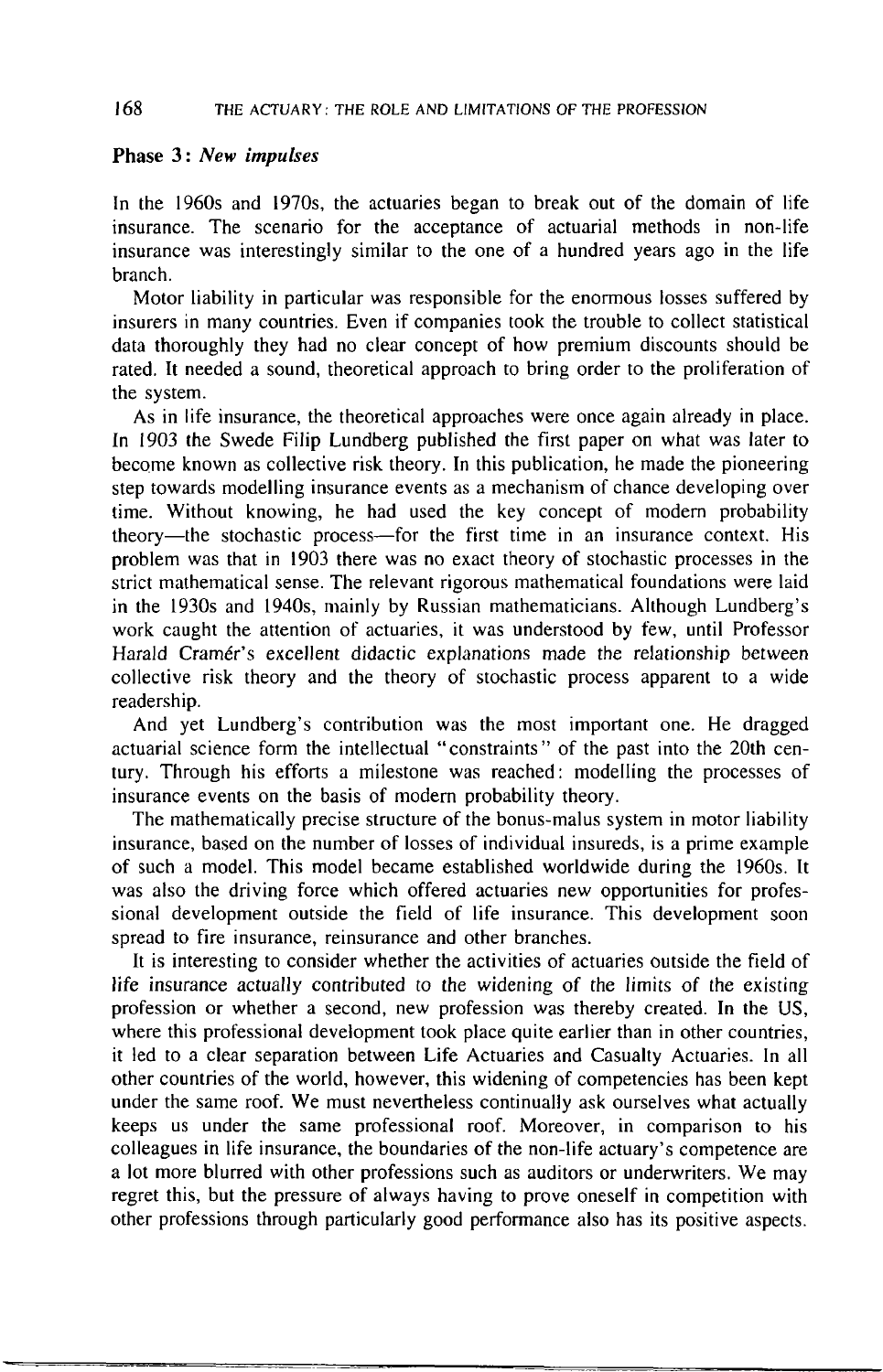### Phase 3: *New impulses*

In the 1960s and 1970s, the actuaries began to break out of the domain of life insurance. The scenario for the acceptance of actuarial methods in non-life insurance was interestingly similar to the one of a hundred years ago in the life branch.

Motor liability in particular was responsible for the enormous losses suffered by insurers in many countries. Even if companies took the trouble to collect statistical data thoroughly they had no clear concept of how premium discounts should be rated. It needed a sound, theoretical approach to bring order to the proliferation of the system.

As in life insurance, the theoretical approaches were once again already in place. In 1903 the Swede Filip Lundberg published the first paper on what was later to become known as collective risk theory. In this publication, he made the pioneering step towards modelling insurance events as a mechanism of chance developing over time. Without knowing, he had used the key concept of modern probability theory—the stochastic process—for the first time in an insurance context. His problem was that in 1903 there was no exact theory of stochastic processes in the strict mathematical sense. The relevant rigorous mathematical foundations were laid in the 1930s and 1940s, mainly by Russian mathematicians. Although Lundberg's work caught the attention of actuaries, it was understood by few, until Professor Harald Cramér's excellent didactic explanations made the relationship between collective risk theory and the theory of stochastic process apparent to a wide readership.

And yet Lundberg's contribution was the most important one. He dragged actuarial science form the intellectual "constraints" of the past into the 20th century. Through his efforts a milestone was reached: modelling the processes of insurance events on the basis of modern probability theory.

The mathematically precise structure of the bonus-malus system in motor liability insurance, based on the number of losses of individual insureds, is a prime example of such a model. This model became established worldwide during the 1960s. It was also the driving force which offered actuaries new opportunities for professional development outside the field of life insurance. This development soon spread to fire insurance, reinsurance and other branches.

It is interesting to consider whether the activities of actuaries outside the field of life insurance actually contributed to the widening of the limits of the existing profession or whether a second, new profession was thereby created. In the US, where this professional development took place quite earlier than in other countries, it led to a clear separation between Life Actuaries and Casualty Actuaries. In all other countries of the world, however, this widening of competencies has been kept under the same roof. We must nevertheless continually ask ourselves what actually keeps us under the same professional roof. Moreover, in comparison to his colleagues in life insurance, the boundaries of the non-life actuary's competence are a lot more blurred with other professions such as auditors or underwriters. We may regret this, but the pressure of always having to prove oneself in competition with other professions through particularly good performance also has its positive aspects.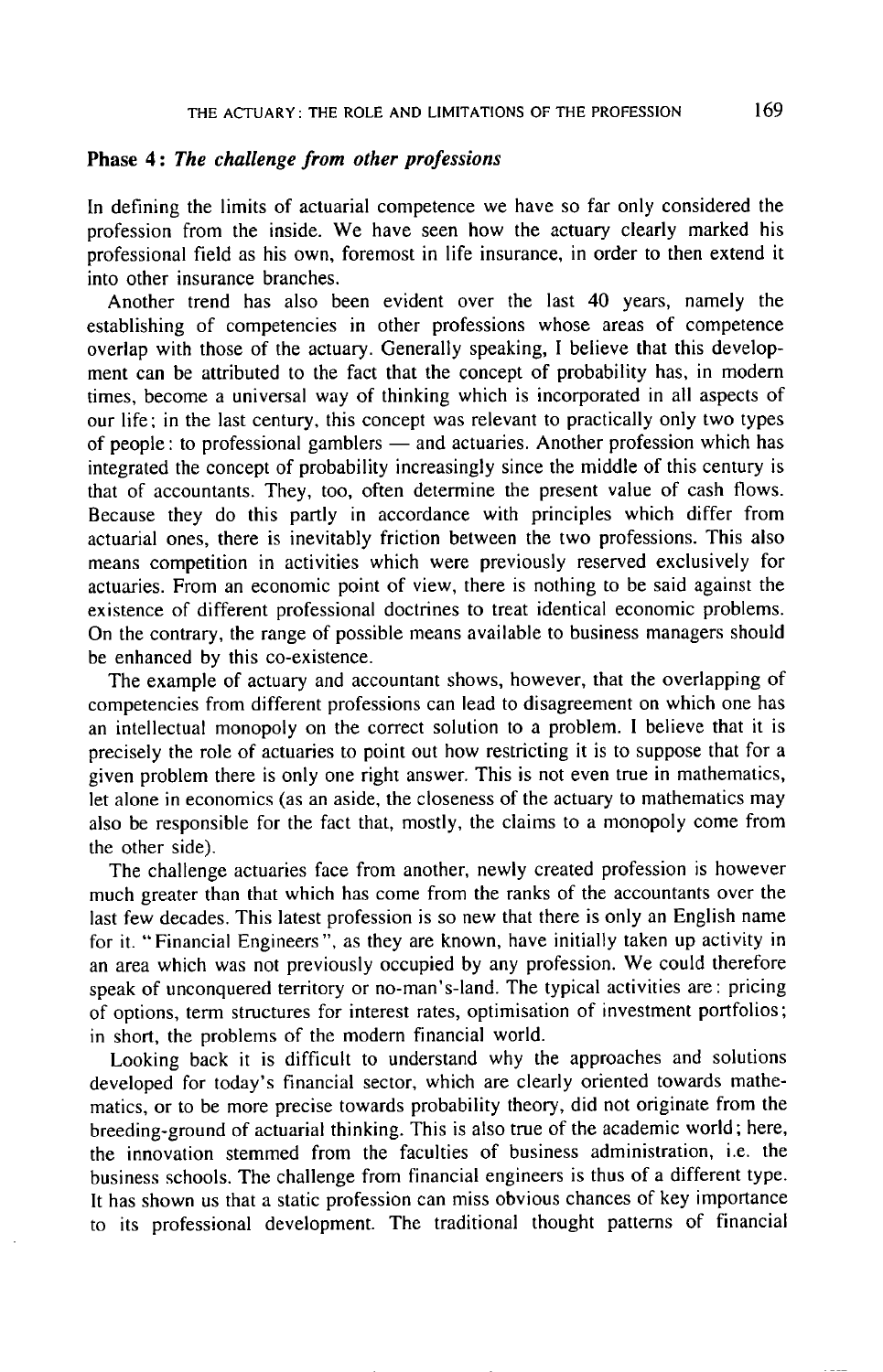### Phase 4: *The challenge from other professions*

In defining the limits of actuarial competence we have so far only considered the profession from the inside. We have seen how the actuary clearly marked his professional field as his own, foremost in life insurance, in order to then extend it into other insurance branches.

Another trend has also been evident over the last 40 years, namely the establishing of competencies in other professions whose areas of competence overlap with those of the actuary. Generally speaking, I believe that this development can be attributed to the fact that the concept of probability has, in modern times, become a universal way of thinking which is incorporated in all aspects of our life; in the last century, this concept was relevant to practically only two types of people: to professional gamblers — and actuaries. Another profession which has integrated the concept of probability increasingly since the middle of this century is that of accountants. They, too, often determine the present value of cash flows. Because they do this partly in accordance with principles which differ from actuarial ones, there is inevitably friction between the two professions. This also means competition in activities which were previously reserved exclusively for actuaries. From an economic point of view, there is nothing to be said against the existence of different professional doctrines to treat identical economic problems. On the contrary, the range of possible means available to business managers should be enhanced by this co-existence.

The example of actuary and accountant shows, however, that the overlapping of competencies from different professions can lead to disagreement on which one has an intellectual monopoly on the correct solution to a problem. I believe that it is precisely the role of actuaries to point out how restricting it is to suppose that for a given problem there is only one right answer. This is not even true in mathematics, let alone in economics (as an aside, the closeness of the actuary to mathematics may also be responsible for the fact that, mostly, the claims to a monopoly come from the other side).

The challenge actuaries face from another, newly created profession is however much greater than that which has come from the ranks of the accountants over the last few decades. This latest profession is so new that there is only an English name for it. "Financial Engineers", as they are known, have initially taken up activity in an area which was not previously occupied by any profession. We could therefore speak of unconquered territory or no-man's-land. The typical activities are: pricing of options, term structures for interest rates, optimisation of investment portfolios; in short, the problems of the modern financial world.

Looking back it is difficult to understand why the approaches and solutions developed for today's financial sector, which are clearly oriented towards mathematics, or to be more precise towards probability theory, did not originate from the breeding-ground of actuarial thinking. This is also true of the academic world; here, the innovation stemmed from the faculties of business administration, i.e. the business schools. The challenge from financial engineers is thus of a different type. It has shown us that a static profession can miss obvious chances of key importance to its professional development. The traditional thought patterns of financial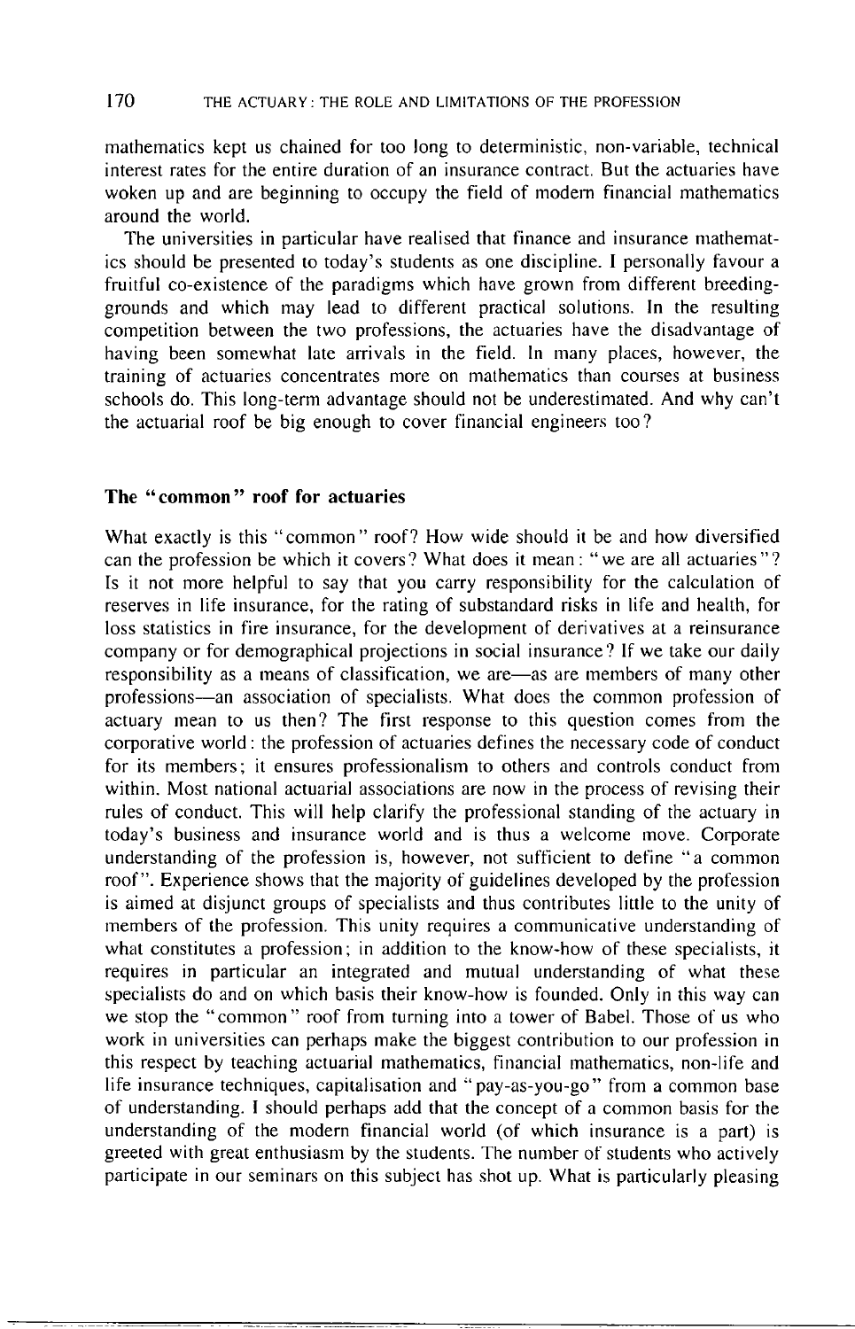mathematics kept us chained for too long to deterministic, non-variable, technical interest rates for the entire duration of an insurance contract. But the actuaries have woken up and are beginning to occupy the field of modern financial mathematics around the world.

The universities in particular have realised that finance and insurance mathematics should be presented to today's students as one discipline. I personally favour a fruitful co-existence of the paradigms which have grown from different breeding-grounds and which may lead to different practical solutions. In the resulting competition between the two professions, the actuaries have the disadvantage of having been somewhat late arrivals in the field. In many places, however, the training of actuaries concentrates more on mathematics than courses at business schools do. This long-term advantage should not be underestimated. And why can't the actuarial roof be big enough to cover financial engineers too?

### The "common" roof for actuaries

What exactly is this "common" roof? How wide should it be and how diversified can the profession be which it covers? What does it mean: "we are all actuaries"? Is it not more helpful to say that you carry responsibility for the calculation of reserves in life insurance, for the rating of substandard risks in life and health, for loss statistics in fire insurance, for the development of derivatives at a reinsurance company or for demographical projections in social insurance? If we take our daily responsibility as a means of classification, we are—as are members of many other professions—an association of specialists. What does the common profession of actuary mean to us then? The first response to this question comes from the corporative world: the profession of actuaries defines the necessary code of conduct for its members; it ensures professionalism to others and controls conduct from within. Most national actuarial associations are now in the process of revising their rules of conduct. This will help clarify the professional standing of the actuary in today's business and insurance world and is thus a welcome move. Corporate understanding of the profession is, however, not sufficient to define "a common roof". Experience shows that the majority of guidelines developed by the profession is aimed at disjunct groups of specialists and thus contributes little to the unity of members of the profession. This unity requires a communicative understanding of what constitutes a profession; in addition to the know-how of these specialists, it requires in particular an integrated and mutual understanding of what these specialists do and on which basis their know-how is founded. Only in this way can we stop the "common" roof from turning into a tower of Babel. Those of us who work in universities can perhaps make the biggest contribution to our profession in this respect by teaching actuarial mathematics, financial mathematics, non-life and life insurance techniques, capitalisation and "pay-as-you-go" from a common base of understanding. I should perhaps add that the concept of a common basis for the understanding of the modern financial world (of which insurance is a part) is greeted with great enthusiasm by the students. The number of students who actively participate in our seminars on this subject has shot up. What is particularly pleasing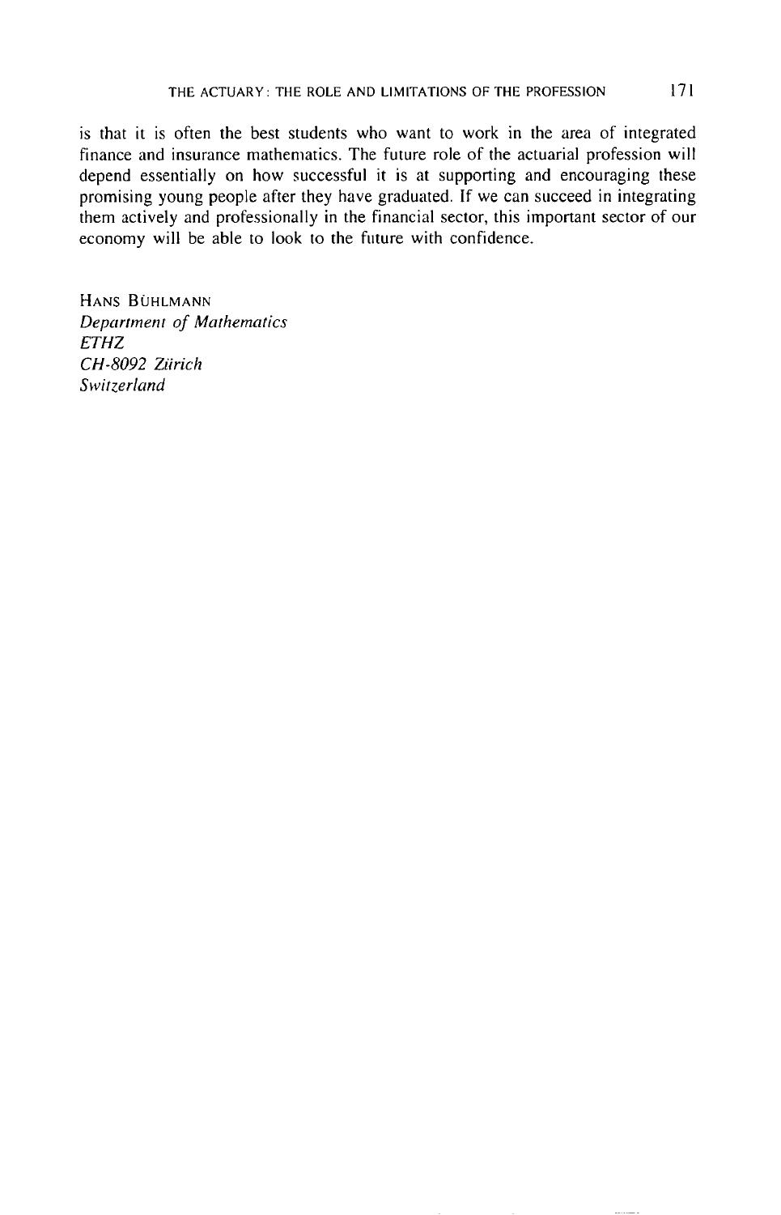is that it is often the best students who want to work in the area of integrated finance and insurance mathematics. The future role of the actuarial profession will depend essentially on how successful it is at supporting and encouraging these promising young people after they have graduated. If we can succeed in integrating them actively and professionally in the financial sector, this important sector of our economy will be able to look to the future with confidence.

HANS BÜHLMANN
*Department of Mathematics*
*ETHZ*
*CH-8092 Zürich*
*Switzerland*